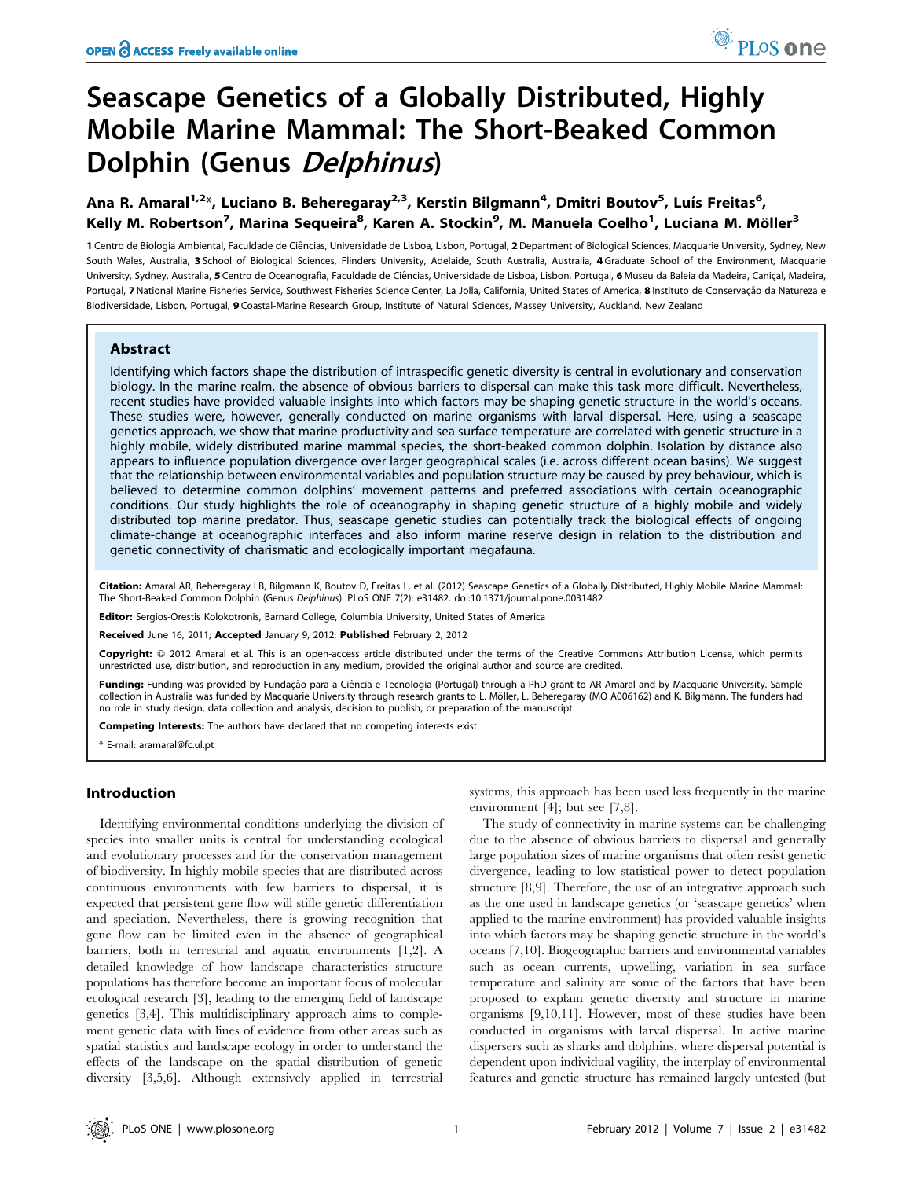# Seascape Genetics of a Globally Distributed, Highly Mobile Marine Mammal: The Short-Beaked Common Dolphin (Genus *Delphinus*)

**Ana R. Amaral[1,2*], Luciano B. Beheregaray[2,3], Kerstin Bilgmann[4], Dmitri Boutov[5], Luís Freitas[6], Kelly M. Robertson[7], Marina Sequeira[8], Karen A. Stockin[9], M. Manuela Coelho[1], Luciana M. Möller[3]**

1 Centro de Biologia Ambiental, Faculdade de Ciências, Universidade de Lisboa, Lisbon, Portugal, 2 Department of Biological Sciences, Macquarie University, Sydney, New South Wales, Australia, 3 School of Biological Sciences, Flinders University, Adelaide, South Australia, Australia, 4 Graduate School of the Environment, Macquarie University, Sydney, Australia, 5 Centro de Oceanografia, Faculdade de Ciências, Universidade de Lisboa, Lisbon, Portugal, 6 Museu da Baleia da Madeira, Caniçal, Madeira, Portugal, 7 National Marine Fisheries Service, Southwest Fisheries Science Center, La Jolla, California, United States of America, 8 Instituto de Conservação da Natureza e Biodiversidade, Lisbon, Portugal, 9 Coastal-Marine Research Group, Institute of Natural Sciences, Massey University, Auckland, New Zealand

## Abstract

Identifying which factors shape the distribution of intraspecific genetic diversity is central in evolutionary and conservation biology. In the marine realm, the absence of obvious barriers to dispersal can make this task more difficult. Nevertheless, recent studies have provided valuable insights into which factors may be shaping genetic structure in the world's oceans. These studies were, however, generally conducted on marine organisms with larval dispersal. Here, using a seascape genetics approach, we show that marine productivity and sea surface temperature are correlated with genetic structure in a highly mobile, widely distributed marine mammal species, the short-beaked common dolphin. Isolation by distance also appears to influence population divergence over larger geographical scales (i.e. across different ocean basins). We suggest that the relationship between environmental variables and population structure may be caused by prey behaviour, which is believed to determine common dolphins' movement patterns and preferred associations with certain oceanographic conditions. Our study highlights the role of oceanography in shaping genetic structure of a highly mobile and widely distributed top marine predator. Thus, seascape genetic studies can potentially track the biological effects of ongoing climate-change at oceanographic interfaces and also inform marine reserve design in relation to the distribution and genetic connectivity of charismatic and ecologically important megafauna.

**Citation:** Amaral AR, Beheregaray LB, Bilgmann K, Boutov D, Freitas L, et al. (2012) Seascape Genetics of a Globally Distributed, Highly Mobile Marine Mammal: The Short-Beaked Common Dolphin (Genus *Delphinus*). PLoS ONE 7(2): e31482. doi:10.1371/journal.pone.0031482

**Editor:** Sergios-Orestis Kolokotronis, Barnard College, Columbia University, United States of America

**Received** June 16, 2011; **Accepted** January 9, 2012; **Published** February 2, 2012

**Copyright:** © 2012 Amaral et al. This is an open-access article distributed under the terms of the Creative Commons Attribution License, which permits unrestricted use, distribution, and reproduction in any medium, provided the original author and source are credited.

**Funding:** Funding was provided by Fundação para a Ciência e Tecnologia (Portugal) through a PhD grant to AR Amaral and by Macquarie University. Sample collection in Australia was funded by Macquarie University through research grants to L. Möller, L. Beheregaray (MQ A006162) and K. Bilgmann. The funders had no role in study design, data collection and analysis, decision to publish, or preparation of the manuscript.

**Competing Interests:** The authors have declared that no competing interests exist.

\* E-mail: aramaral@fc.ul.pt

## Introduction

Identifying environmental conditions underlying the division of species into smaller units is central for understanding ecological and evolutionary processes and for the conservation management of biodiversity. In highly mobile species that are distributed across continuous environments with few barriers to dispersal, it is expected that persistent gene flow will stifle genetic differentiation and speciation. Nevertheless, there is growing recognition that gene flow can be limited even in the absence of geographical barriers, both in terrestrial and aquatic environments [1,2]. A detailed knowledge of how landscape characteristics structure populations has therefore become an important focus of molecular ecological research [3], leading to the emerging field of landscape genetics [3,4]. This multidisciplinary approach aims to complement genetic data with lines of evidence from other areas such as spatial statistics and landscape ecology in order to understand the effects of the landscape on the spatial distribution of genetic diversity [3,5,6]. Although extensively applied in terrestrial systems, this approach has been used less frequently in the marine environment [4]; but see [7,8].

The study of connectivity in marine systems can be challenging due to the absence of obvious barriers to dispersal and generally large population sizes of marine organisms that often resist genetic divergence, leading to low statistical power to detect population structure [8,9]. Therefore, the use of an integrative approach such as the one used in landscape genetics (or 'seascape genetics' when applied to the marine environment) has provided valuable insights into which factors may be shaping genetic structure in the world's oceans [7,10]. Biogeographic barriers and environmental variables such as ocean currents, upwelling, variation in sea surface temperature and salinity are some of the factors that have been proposed to explain genetic diversity and structure in marine organisms [9,10,11]. However, most of these studies have been conducted in organisms with larval dispersal. In active marine dispersers such as sharks and dolphins, where dispersal potential is dependent upon individual vagility, the interplay of environmental features and genetic structure has remained largely untested (but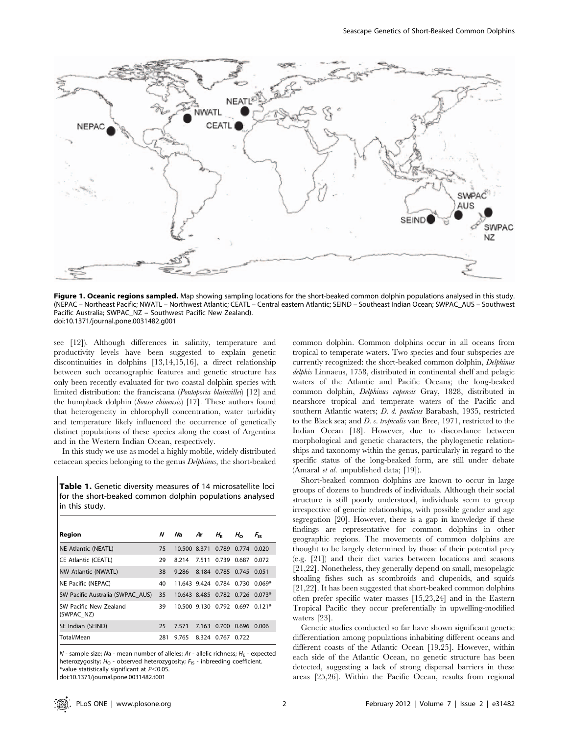**Figure 1. Oceanic regions sampled.** Map showing sampling locations for the short-beaked common dolphin populations analysed in this study. (NEPAC – Northeast Pacific; NWATL – Northwest Atlantic; CEATL – Central eastern Atlantic; SEIND – Southeast Indian Ocean; SWPAC_AUS – Southwest Pacific Australia; SWPAC_NZ – Southwest Pacific New Zealand).
doi:10.1371/journal.pone.0031482.g001

see [12]). Although differences in salinity, temperature and productivity levels have been suggested to explain genetic discontinuities in dolphins [13,14,15,16], a direct relationship between such oceanographic features and genetic structure has only been recently evaluated for two coastal dolphin species with limited distribution: the franciscana (*Pontoporia blainvillei*) [12] and the humpback dolphin (*Sousa chinensis*) [17]. These authors found that heterogeneity in chlorophyll concentration, water turbidity and temperature likely influenced the occurrence of genetically distinct populations of these species along the coast of Argentina and in the Western Indian Ocean, respectively.

In this study we use as model a highly mobile, widely distributed cetacean species belonging to the genus *Delphinus*, the short-beaked common dolphin. Common dolphins occur in all oceans from tropical to temperate waters. Two species and four subspecies are currently recognized: the short-beaked common dolphin, *Delphinus delphis* Linnaeus, 1758, distributed in continental shelf and pelagic waters of the Atlantic and Pacific Oceans; the long-beaked common dolphin, *Delphinus capensis* Gray, 1828, distributed in nearshore tropical and temperate waters of the Pacific and southern Atlantic waters; *D. d. ponticus* Barabash, 1935, restricted to the Black sea; and *D. c. tropicalis* van Bree, 1971, restricted to the Indian Ocean [18]. However, due to discordance between morphological and genetic characters, the phylogenetic relationships and taxonomy within the genus, particularly in regard to the specific status of the long-beaked form, are still under debate (Amaral *et al.* unpublished data; [19]).

**Table 1.** Genetic diversity measures of 14 microsatellite loci for the short-beaked common dolphin populations analysed in this study.

| Region | *N* | *Na* | *Ar* | $H_E$ | $H_O$ | $F_{IS}$ |
|---|---|---|---|---|---|---|
| NE Atlantic (NEATL) | 75 | 10.500 | 8.371 | 0.789 | 0.774 | 0.020 |
| CE Atlantic (CEATL) | 29 | 8.214 | 7.511 | 0.739 | 0.687 | 0.072 |
| NW Atlantic (NWATL) | 38 | 9.286 | 8.184 | 0.785 | 0.745 | 0.051 |
| NE Pacific (NEPAC) | 40 | 11.643 | 9.424 | 0.784 | 0.730 | 0.069* |
| SW Pacific Australia (SWPAC_AUS) | 35 | 10.643 | 8.485 | 0.782 | 0.726 | 0.073* |
| SW Pacific New Zealand (SWPAC_NZ) | 39 | 10.500 | 9.130 | 0.792 | 0.697 | 0.121* |
| SE Indian (SEIND) | 25 | 7.571 | 7.163 | 0.700 | 0.696 | 0.006 |
| Total/Mean | 281 | 9.765 | 8.324 | 0.767 | 0.722 | |

*N* - sample size; *Na* - mean number of alleles; *Ar* - allelic richness; $H_E$ - expected heterozygosity; $H_O$ - observed heterozygosity; $F_{IS}$ - inbreeding coefficient.
*value statistically significant at $P<0.05$.
doi:10.1371/journal.pone.0031482.t001

Short-beaked common dolphins are known to occur in large groups of dozens to hundreds of individuals. Although their social structure is still poorly understood, individuals seem to group irrespective of genetic relationships, with possible gender and age segregation [20]. However, there is a gap in knowledge if these findings are representative for common dolphins in other geographic regions. The movements of common dolphins are thought to be largely determined by those of their potential prey (e.g. [21]) and their diet varies between locations and seasons [21,22]. Nonetheless, they generally depend on small, mesopelagic shoaling fishes such as scombroids and clupeoids, and squids [21,22]. It has been suggested that short-beaked common dolphins often prefer specific water masses [15,23,24] and in the Eastern Tropical Pacific they occur preferentially in upwelling-modified waters [23].

Genetic studies conducted so far have shown significant genetic differentiation among populations inhabiting different oceans and different coasts of the Atlantic Ocean [19,25]. However, within each side of the Atlantic Ocean, no genetic structure has been detected, suggesting a lack of strong dispersal barriers in these areas [25,26]. Within the Pacific Ocean, results from regional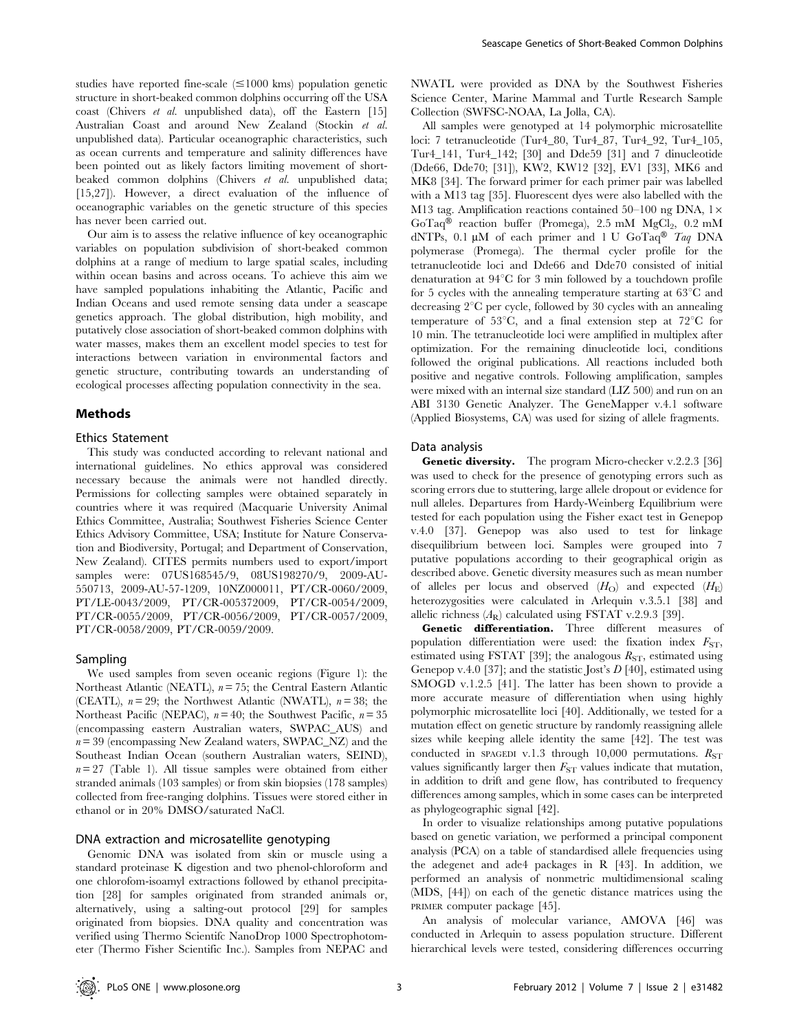studies have reported fine-scale (≤1000 kms) population genetic structure in short-beaked common dolphins occurring off the USA coast (Chivers *et al.* unpublished data), off the Eastern [15] Australian Coast and around New Zealand (Stockin *et al.* unpublished data). Particular oceanographic characteristics, such as ocean currents and temperature and salinity differences have been pointed out as likely factors limiting movement of short-beaked common dolphins (Chivers *et al.* unpublished data; [15,27]). However, a direct evaluation of the influence of oceanographic variables on the genetic structure of this species has never been carried out.

Our aim is to assess the relative influence of key oceanographic variables on population subdivision of short-beaked common dolphins at a range of medium to large spatial scales, including within ocean basins and across oceans. To achieve this aim we have sampled populations inhabiting the Atlantic, Pacific and Indian Oceans and used remote sensing data under a seascape genetics approach. The global distribution, high mobility, and putatively close association of short-beaked common dolphins with water masses, makes them an excellent model species to test for interactions between variation in environmental factors and genetic structure, contributing towards an understanding of ecological processes affecting population connectivity in the sea.

## Methods

### Ethics Statement

This study was conducted according to relevant national and international guidelines. No ethics approval was considered necessary because the animals were not handled directly. Permissions for collecting samples were obtained separately in countries where it was required (Macquarie University Animal Ethics Committee, Australia; Southwest Fisheries Science Center Ethics Advisory Committee, USA; Institute for Nature Conservation and Biodiversity, Portugal; and Department of Conservation, New Zealand). CITES permits numbers used to export/import samples were: 07US168545/9, 08US198270/9, 2009-AU-550713, 2009-AU-57-1209, 10NZ000011, PT/CR-0060/2009, PT/LE-0043/2009, PT/CR-005372009, PT/CR-0054/2009, PT/CR-0055/2009, PT/CR-0056/2009, PT/CR-0057/2009, PT/CR-0058/2009, PT/CR-0059/2009.

### Sampling

We used samples from seven oceanic regions (Figure 1): the Northeast Atlantic (NEATL), $n = 75$; the Central Eastern Atlantic (CEATL), $n = 29$; the Northwest Atlantic (NWATL), $n = 38$; the Northeast Pacific (NEPAC), $n = 40$; the Southwest Pacific, $n = 35$ (encompassing eastern Australian waters, SWPAC_AUS) and $n = 39$ (encompassing New Zealand waters, SWPAC_NZ) and the Southeast Indian Ocean (southern Australian waters, SEIND), $n = 27$ (Table 1). All tissue samples were obtained from either stranded animals (103 samples) or from skin biopsies (178 samples) collected from free-ranging dolphins. Tissues were stored either in ethanol or in 20% DMSO/saturated NaCl.

### DNA extraction and microsatellite genotyping

Genomic DNA was isolated from skin or muscle using a standard proteinase K digestion and two phenol-chloroform and one chlorofom-isoamyl extractions followed by ethanol precipitation [28] for samples originated from stranded animals or, alternatively, using a salting-out protocol [29] for samples originated from biopsies. DNA quality and concentration was verified using Thermo Scientifc NanoDrop 1000 Spectrophotometer (Thermo Fisher Scientific Inc.). Samples from NEPAC and NWATL were provided as DNA by the Southwest Fisheries Science Center, Marine Mammal and Turtle Research Sample Collection (SWFSC-NOAA, La Jolla, CA).

All samples were genotyped at 14 polymorphic microsatellite loci: 7 tetranucleotide (Tur4_80, Tur4_87, Tur4_92, Tur4_105, Tur4_141, Tur4_142; [30] and Dde59 [31] and 7 dinucleotide (Dde66, Dde70; [31]), KW2, KW12 [32], EV1 [33], MK6 and MK8 [34]. The forward primer for each primer pair was labelled with a M13 tag [35]. Fluorescent dyes were also labelled with the M13 tag. Amplification reactions contained 50–100 ng DNA, 1× GoTaq® reaction buffer (Promega), 2.5 mM $MgCl_2$, 0.2 mM dNTPs, 0.1 µM of each primer and 1 U GoTaq® *Taq* DNA polymerase (Promega). The thermal cycler profile for the tetranucleotide loci and Dde66 and Dde70 consisted of initial denaturation at 94°C for 3 min followed by a touchdown profile for 5 cycles with the annealing temperature starting at 63°C and decreasing 2°C per cycle, followed by 30 cycles with an annealing temperature of 53°C, and a final extension step at 72°C for 10 min. The tetranucleotide loci were amplified in multiplex after optimization. For the remaining dinucleotide loci, conditions followed the original publications. All reactions included both positive and negative controls. Following amplification, samples were mixed with an internal size standard (LIZ 500) and run on an ABI 3130 Genetic Analyzer. The GeneMapper v.4.1 software (Applied Biosystems, CA) was used for sizing of allele fragments.

### Data analysis

**Genetic diversity.** The program Micro-checker v.2.2.3 [36] was used to check for the presence of genotyping errors such as scoring errors due to stuttering, large allele dropout or evidence for null alleles. Departures from Hardy-Weinberg Equilibrium were tested for each population using the Fisher exact test in Genepop v.4.0 [37]. Genepop was also used to test for linkage disequilibrium between loci. Samples were grouped into 7 putative populations according to their geographical origin as described above. Genetic diversity measures such as mean number of alleles per locus and observed ($H_O$) and expected ($H_E$) heterozygosities were calculated in Arlequin v.3.5.1 [38] and allelic richness ($A_R$) calculated using FSTAT v.2.9.3 [39].

**Genetic differentiation.** Three different measures of population differentiation were used: the fixation index $F_{ST}$, estimated using FSTAT [39]; the analogous $R_{ST}$, estimated using Genepop v.4.0 [37]; and the statistic Jost's $D$ [40], estimated using SMOGD v.1.2.5 [41]. The latter has been shown to provide a more accurate measure of differentiation when using highly polymorphic microsatellite loci [40]. Additionally, we tested for a mutation effect on genetic structure by randomly reassigning allele sizes while keeping allele identity the same [42]. The test was conducted in SPAGEDI v.1.3 through 10,000 permutations. $R_{ST}$ values significantly larger then $F_{ST}$ values indicate that mutation, in addition to drift and gene flow, has contributed to frequency differences among samples, which in some cases can be interpreted as phylogeographic signal [42].

In order to visualize relationships among putative populations based on genetic variation, we performed a principal component analysis (PCA) on a table of standardised allele frequencies using the adegenet and ade4 packages in R [43]. In addition, we performed an analysis of nonmetric multidimensional scaling (MDS, [44]) on each of the genetic distance matrices using the PRIMER computer package [45].

An analysis of molecular variance, AMOVA [46] was conducted in Arlequin to assess population structure. Different hierarchical levels were tested, considering differences occurring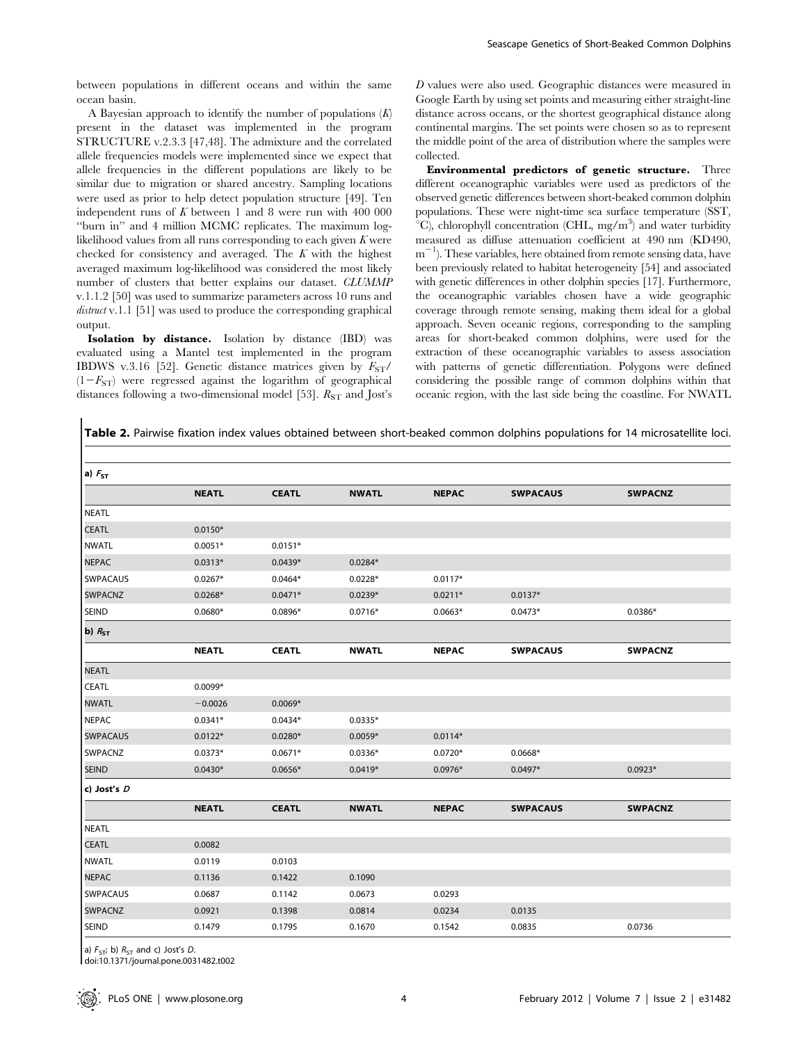between populations in different oceans and within the same ocean basin.

A Bayesian approach to identify the number of populations ($K$) present in the dataset was implemented in the program STRUCTURE v.2.3.3 [47,48]. The admixture and the correlated allele frequencies models were implemented since we expect that allele frequencies in the different populations are likely to be similar due to migration or shared ancestry. Sampling locations were used as prior to help detect population structure [49]. Ten independent runs of $K$ between 1 and 8 were run with 400 000 "burn in" and 4 million MCMC replicates. The maximum log-likelihood values from all runs corresponding to each given $K$ were checked for consistency and averaged. The $K$ with the highest averaged maximum log-likelihood was considered the most likely number of clusters that better explains our dataset. *CLUMMP* v.1.1.2 [50] was used to summarize parameters across 10 runs and *distruct* v.1.1 [51] was used to produce the corresponding graphical output.

**Isolation by distance.** Isolation by distance (IBD) was evaluated using a Mantel test implemented in the program IBDWS v.3.16 [52]. Genetic distance matrices given by $F_{ST}/(1-F_{ST})$ were regressed against the logarithm of geographical distances following a two-dimensional model [53]. $R_{ST}$ and Jost's $D$ values were also used. Geographic distances were measured in Google Earth by using set points and measuring either straight-line distance across oceans, or the shortest geographical distance along continental margins. The set points were chosen so as to represent the middle point of the area of distribution where the samples were collected.

**Environmental predictors of genetic structure.** Three different oceanographic variables were used as predictors of the observed genetic differences between short-beaked common dolphin populations. These were night-time sea surface temperature (SST, °C), chlorophyll concentration (CHL, mg/m$^3$) and water turbidity measured as diffuse attenuation coefficient at 490 nm (KD490, m$^{-1}$). These variables, here obtained from remote sensing data, have been previously related to habitat heterogeneity [54] and associated with genetic differences in other dolphin species [17]. Furthermore, the oceanographic variables chosen have a wide geographic coverage through remote sensing, making them ideal for a global approach. Seven oceanic regions, corresponding to the sampling areas for short-beaked common dolphins, were used for the extraction of these oceanographic variables to assess association with patterns of genetic differentiation. Polygons were defined considering the possible range of common dolphins within that oceanic region, with the last side being the coastline. For NWATL

**Table 2.** Pairwise fixation index values obtained between short-beaked common dolphins populations for 14 microsatellite loci.

| a) $F_{ST}$ | | | | | | |
|---|---|---|---|---|---|---|
| | **NEATL** | **CEATL** | **NWATL** | **NEPAC** | **SWPACAUS** | **SWPACNZ** |
| NEATL | | | | | | |
| CEATL | 0.0150* | | | | | |
| NWATL | 0.0051* | 0.0151* | | | | |
| NEPAC | 0.0313* | 0.0439* | 0.0284* | | | |
| SWPACAUS | 0.0267* | 0.0464* | 0.0228* | 0.0117* | | |
| SWPACNZ | 0.0268* | 0.0471* | 0.0239* | 0.0211* | 0.0137* | |
| SEIND | 0.0680* | 0.0896* | 0.0716* | 0.0663* | 0.0473* | 0.0386* |
| **b) $R_{ST}$** | | | | | | |
| | **NEATL** | **CEATL** | **NWATL** | **NEPAC** | **SWPACAUS** | **SWPACNZ** |
| NEATL | | | | | | |
| CEATL | 0.0099* | | | | | |
| NWATL | −0.0026 | 0.0069* | | | | |
| NEPAC | 0.0341* | 0.0434* | 0.0335* | | | |
| SWPACAUS | 0.0122* | 0.0280* | 0.0059* | 0.0114* | | |
| SWPACNZ | 0.0373* | 0.0671* | 0.0336* | 0.0720* | 0.0668* | |
| SEIND | 0.0430* | 0.0656* | 0.0419* | 0.0976* | 0.0497* | 0.0923* |
| **c) Jost's $D$** | | | | | | |
| | **NEATL** | **CEATL** | **NWATL** | **NEPAC** | **SWPACAUS** | **SWPACNZ** |
| NEATL | | | | | | |
| CEATL | 0.0082 | | | | | |
| NWATL | 0.0119 | 0.0103 | | | | |
| NEPAC | 0.1136 | 0.1422 | 0.1090 | | | |
| SWPACAUS | 0.0687 | 0.1142 | 0.0673 | 0.0293 | | |
| SWPACNZ | 0.0921 | 0.1398 | 0.0814 | 0.0234 | 0.0135 | |
| SEIND | 0.1479 | 0.1795 | 0.1670 | 0.1542 | 0.0835 | 0.0736 |

a) $F_{ST}$; b) $R_{ST}$ and c) Jost's $D$.
doi:10.1371/journal.pone.0031482.t002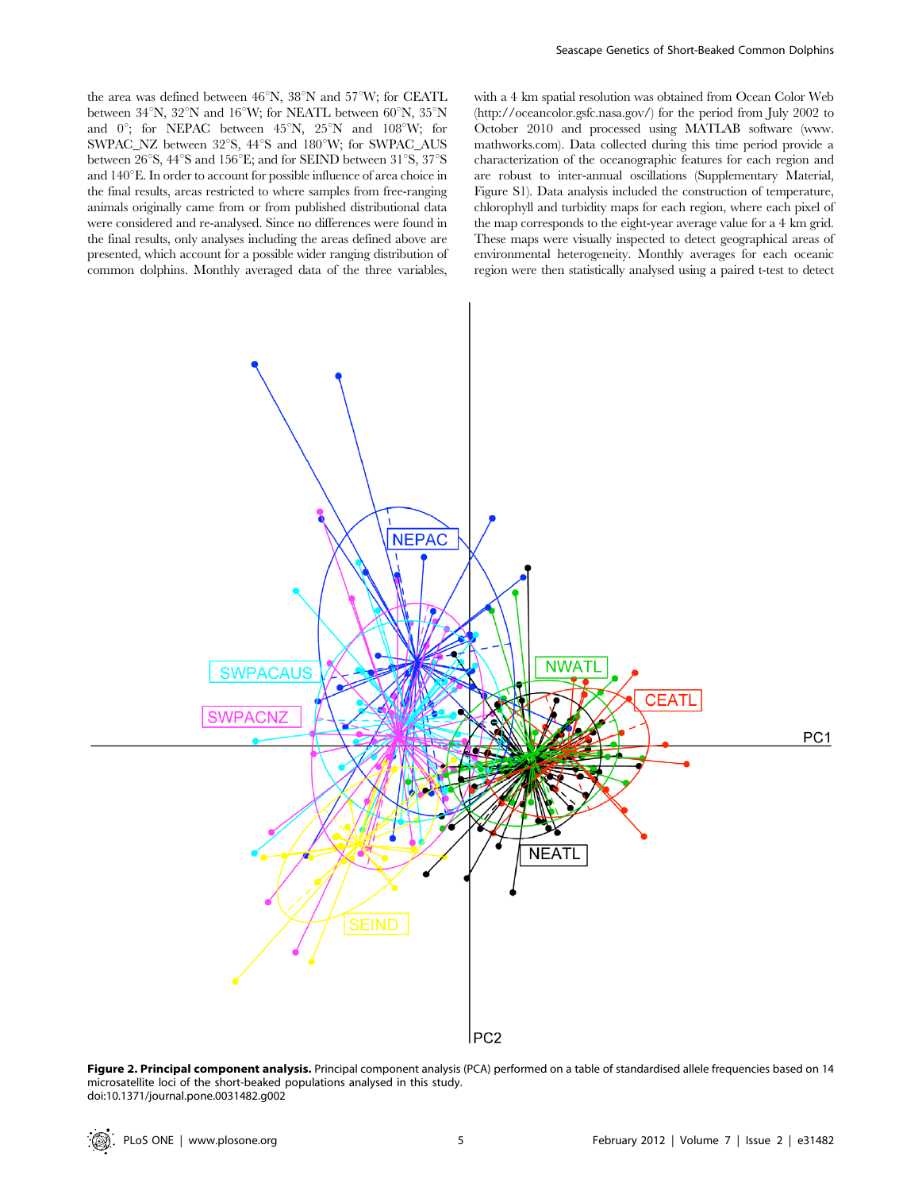the area was defined between 46°N, 38°N and 57°W; for CEATL between 34°N, 32°N and 16°W; for NEATL between 60°N, 35°N and 0°; for NEPAC between 45°N, 25°N and 108°W; for SWPAC_NZ between 32°S, 44°S and 180°W; for SWPAC_AUS between 26°S, 44°S and 156°E; and for SEIND between 31°S, 37°S and 140°E. In order to account for possible influence of area choice in the final results, areas restricted to where samples from free-ranging animals originally came from or from published distributional data were considered and re-analysed. Since no differences were found in the final results, only analyses including the areas defined above are presented, which account for a possible wider ranging distribution of common dolphins. Monthly averaged data of the three variables, with a 4 km spatial resolution was obtained from Ocean Color Web (http://oceancolor.gsfc.nasa.gov/) for the period from July 2002 to October 2010 and processed using MATLAB software (www.mathworks.com). Data collected during this time period provide a characterization of the oceanographic features for each region and are robust to inter-annual oscillations (Supplementary Material, Figure S1). Data analysis included the construction of temperature, chlorophyll and turbidity maps for each region, where each pixel of the map corresponds to the eight-year average value for a 4 km grid. These maps were visually inspected to detect geographical areas of environmental heterogeneity. Monthly averages for each oceanic region were then statistically analysed using a paired t-test to detect

**Figure 2. Principal component analysis.** Principal component analysis (PCA) performed on a table of standardised allele frequencies based on 14 microsatellite loci of the short-beaked populations analysed in this study.
doi:10.1371/journal.pone.0031482.g002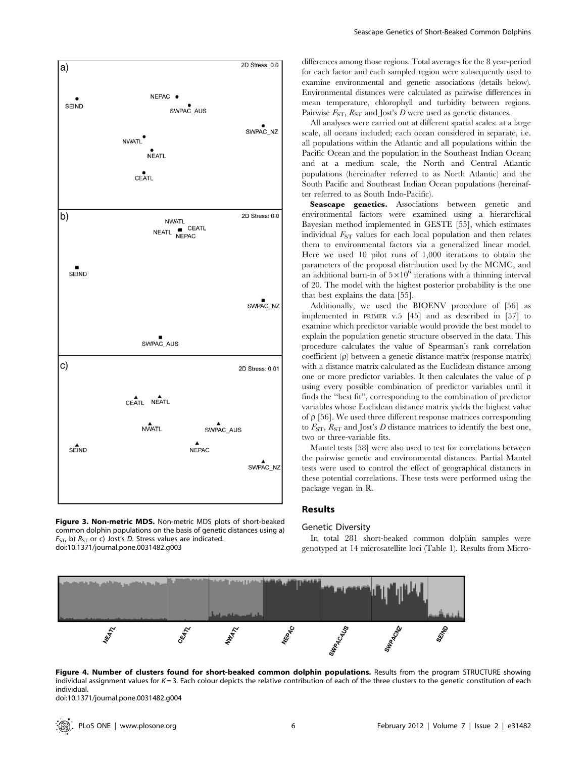Figure 3. Non-metric MDS. Non-metric MDS plots of short-beaked common dolphin populations on the basis of genetic distances using a) $F_{ST}$, b) $R_{ST}$ or c) Jost's $D$. Stress values are indicated.
doi:10.1371/journal.pone.0031482.g003

differences among those regions. Total averages for the 8 year-period for each factor and each sampled region were subsequently used to examine environmental and genetic associations (details below). Environmental distances were calculated as pairwise differences in mean temperature, chlorophyll and turbidity between regions. Pairwise $F_{ST}$, $R_{ST}$ and Jost's $D$ were used as genetic distances.

All analyses were carried out at different spatial scales: at a large scale, all oceans included; each ocean considered in separate, i.e. all populations within the Atlantic and all populations within the Pacific Ocean and the population in the Southeast Indian Ocean; and at a medium scale, the North and Central Atlantic populations (hereinafter referred to as North Atlantic) and the South Pacific and Southeast Indian Ocean populations (hereinafter referred to as South Indo-Pacific).

**Seascape genetics.** Associations between genetic and environmental factors were examined using a hierarchical Bayesian method implemented in GESTE [55], which estimates individual $F_{ST}$ values for each local population and then relates them to environmental factors via a generalized linear model. Here we used 10 pilot runs of 1,000 iterations to obtain the parameters of the proposal distribution used by the MCMC, and an additional burn-in of $5 \times 10^6$ iterations with a thinning interval of 20. The model with the highest posterior probability is the one that best explains the data [55].

Additionally, we used the BIOENV procedure of [56] as implemented in PRIMER v.5 [45] and as described in [57] to examine which predictor variable would provide the best model to explain the population genetic structure observed in the data. This procedure calculates the value of Spearman's rank correlation coefficient ($\rho$) between a genetic distance matrix (response matrix) with a distance matrix calculated as the Euclidean distance among one or more predictor variables. It then calculates the value of $\rho$ using every possible combination of predictor variables until it finds the "best fit", corresponding to the combination of predictor variables whose Euclidean distance matrix yields the highest value of $\rho$ [56]. We used three different response matrices corresponding to $F_{ST}$, $R_{ST}$ and Jost's $D$ distance matrices to identify the best one, two or three-variable fits.

Mantel tests [58] were also used to test for correlations between the pairwise genetic and environmental distances. Partial Mantel tests were used to control the effect of geographical distances in these potential correlations. These tests were performed using the package vegan in R.

## Results

### Genetic Diversity

In total 281 short-beaked common dolphin samples were genotyped at 14 microsatellite loci (Table 1). Results from Micro-

Figure 4. Number of clusters found for short-beaked common dolphin populations. Results from the program STRUCTURE showing individual assignment values for $K = 3$. Each colour depicts the relative contribution of each of the three clusters to the genetic constitution of each individual.
doi:10.1371/journal.pone.0031482.g004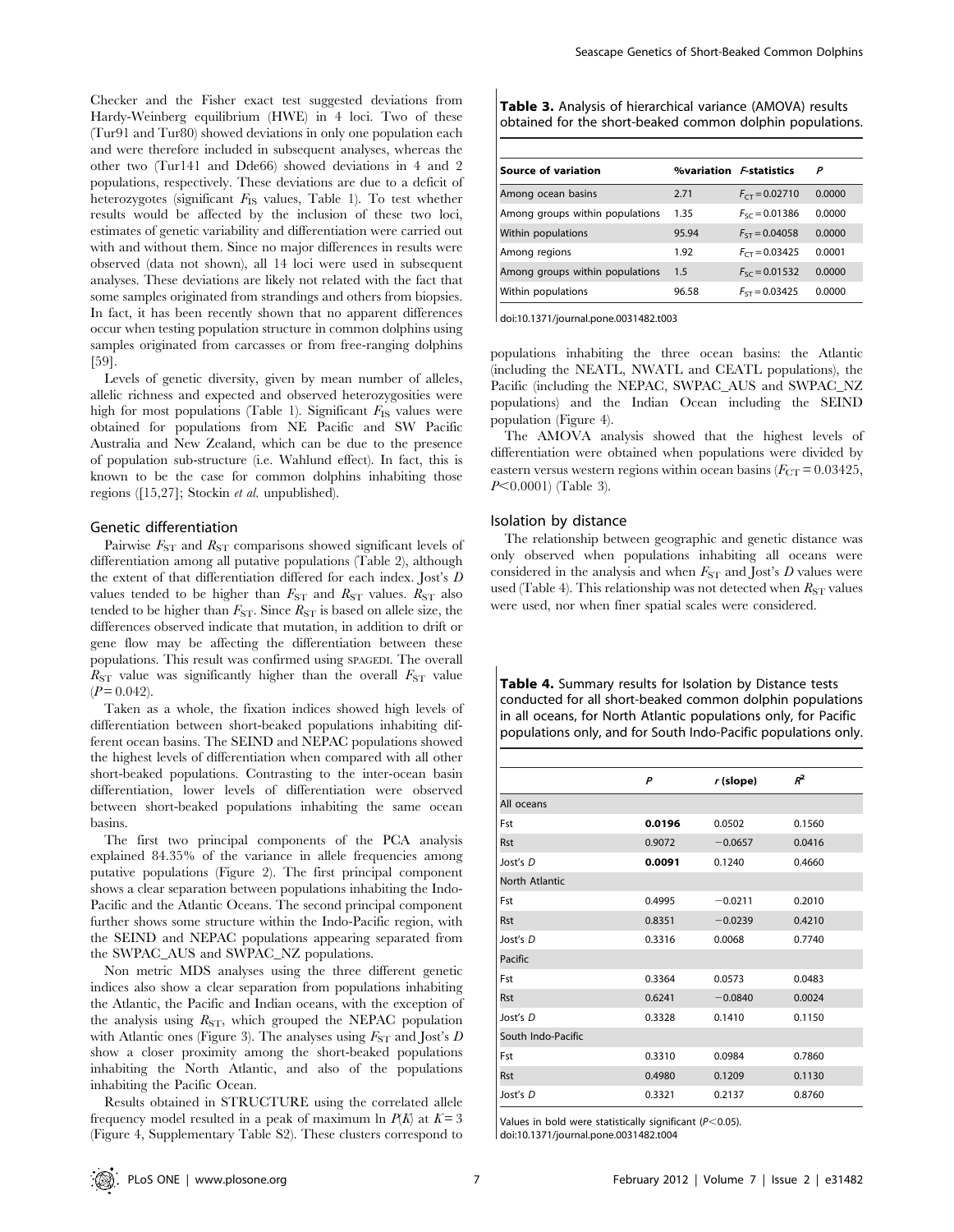Checker and the Fisher exact test suggested deviations from Hardy-Weinberg equilibrium (HWE) in 4 loci. Two of these (Tur91 and Tur80) showed deviations in only one population each and were therefore included in subsequent analyses, whereas the other two (Tur141 and Dde66) showed deviations in 4 and 2 populations, respectively. These deviations are due to a deficit of heterozygotes (significant $F_{IS}$ values, Table 1). To test whether results would be affected by the inclusion of these two loci, estimates of genetic variability and differentiation were carried out with and without them. Since no major differences in results were observed (data not shown), all 14 loci were used in subsequent analyses. These deviations are likely not related with the fact that some samples originated from strandings and others from biopsies. In fact, it has been recently shown that no apparent differences occur when testing population structure in common dolphins using samples originated from carcasses or from free-ranging dolphins [59].

Levels of genetic diversity, given by mean number of alleles, allelic richness and expected and observed heterozygosities were high for most populations (Table 1). Significant $F_{IS}$ values were obtained for populations from NE Pacific and SW Pacific Australia and New Zealand, which can be due to the presence of population sub-structure (i.e. Wahlund effect). In fact, this is known to be the case for common dolphins inhabiting those regions ([15,27]; Stockin *et al.* unpublished).

## Genetic differentiation

Pairwise $F_{ST}$ and $R_{ST}$ comparisons showed significant levels of differentiation among all putative populations (Table 2), although the extent of that differentiation differed for each index. Jost's $D$ values tended to be higher than $F_{ST}$ and $R_{ST}$ values. $R_{ST}$ also tended to be higher than $F_{ST}$. Since $R_{ST}$ is based on allele size, the differences observed indicate that mutation, in addition to drift or gene flow may be affecting the differentiation between these populations. This result was confirmed using SPAGEDI. The overall $R_{ST}$ value was significantly higher than the overall $F_{ST}$ value ($P = 0.042$).

Taken as a whole, the fixation indices showed high levels of differentiation between short-beaked populations inhabiting different ocean basins. The SEIND and NEPAC populations showed the highest levels of differentiation when compared with all other short-beaked populations. Contrasting to the inter-ocean basin differentiation, lower levels of differentiation were observed between short-beaked populations inhabiting the same ocean basins.

The first two principal components of the PCA analysis explained 84.35% of the variance in allele frequencies among putative populations (Figure 2). The first principal component shows a clear separation between populations inhabiting the Indo-Pacific and the Atlantic Oceans. The second principal component further shows some structure within the Indo-Pacific region, with the SEIND and NEPAC populations appearing separated from the SWPAC_AUS and SWPAC_NZ populations.

Non metric MDS analyses using the three different genetic indices also show a clear separation from populations inhabiting the Atlantic, the Pacific and Indian oceans, with the exception of the analysis using $R_{ST}$, which grouped the NEPAC population with Atlantic ones (Figure 3). The analyses using $F_{ST}$ and Jost's $D$ show a closer proximity among the short-beaked populations inhabiting the North Atlantic, and also of the populations inhabiting the Pacific Ocean.

Results obtained in STRUCTURE using the correlated allele frequency model resulted in a peak of maximum ln $P(K)$ at $K = 3$ (Figure 4, Supplementary Table S2). These clusters correspond to populations inhabiting the three ocean basins: the Atlantic (including the NEATL, NWATL and CEATL populations), the Pacific (including the NEPAC, SWPAC_AUS and SWPAC_NZ populations) and the Indian Ocean including the SEIND population (Figure 4).

The AMOVA analysis showed that the highest levels of differentiation were obtained when populations were divided by eastern versus western regions within ocean basins ($F_{CT} = 0.03425$, $P<0.0001$) (Table 3).

**Table 3.** Analysis of hierarchical variance (AMOVA) results obtained for the short-beaked common dolphin populations.

| Source of variation | %variation | *F*-statistics | *P* |
|---|---|---|---|
| Among ocean basins | 2.71 | $F_{CT} = 0.02710$ | 0.0000 |
| Among groups within populations | 1.35 | $F_{SC} = 0.01386$ | 0.0000 |
| Within populations | 95.94 | $F_{ST} = 0.04058$ | 0.0000 |
| Among regions | 1.92 | $F_{CT} = 0.03425$ | 0.0001 |
| Among groups within populations | 1.5 | $F_{SC} = 0.01532$ | 0.0000 |
| Within populations | 96.58 | $F_{ST} = 0.03425$ | 0.0000 |

doi:10.1371/journal.pone.0031482.t003

## Isolation by distance

The relationship between geographic and genetic distance was only observed when populations inhabiting all oceans were considered in the analysis and when $F_{ST}$ and Jost's $D$ values were used (Table 4). This relationship was not detected when $R_{ST}$ values were used, nor when finer spatial scales were considered.

**Table 4.** Summary results for Isolation by Distance tests conducted for all short-beaked common dolphin populations in all oceans, for North Atlantic populations only, for Pacific populations only, and for South Indo-Pacific populations only.

| | *P* | *r* (slope) | $R^2$ |
|---|---|---|---|
| All oceans | | | |
| Fst | **0.0196** | 0.0502 | 0.1560 |
| Rst | 0.9072 | −0.0657 | 0.0416 |
| Jost's *D* | **0.0091** | 0.1240 | 0.4660 |
| North Atlantic | | | |
| Fst | 0.4995 | −0.0211 | 0.2010 |
| Rst | 0.8351 | −0.0239 | 0.4210 |
| Jost's *D* | 0.3316 | 0.0068 | 0.7740 |
| Pacific | | | |
| Fst | 0.3364 | 0.0573 | 0.0483 |
| Rst | 0.6241 | −0.0840 | 0.0024 |
| Jost's *D* | 0.3328 | 0.1410 | 0.1150 |
| South Indo-Pacific | | | |
| Fst | 0.3310 | 0.0984 | 0.7860 |
| Rst | 0.4980 | 0.1209 | 0.1130 |
| Jost's *D* | 0.3321 | 0.2137 | 0.8760 |

Values in bold were statistically significant ($P<0.05$).
doi:10.1371/journal.pone.0031482.t004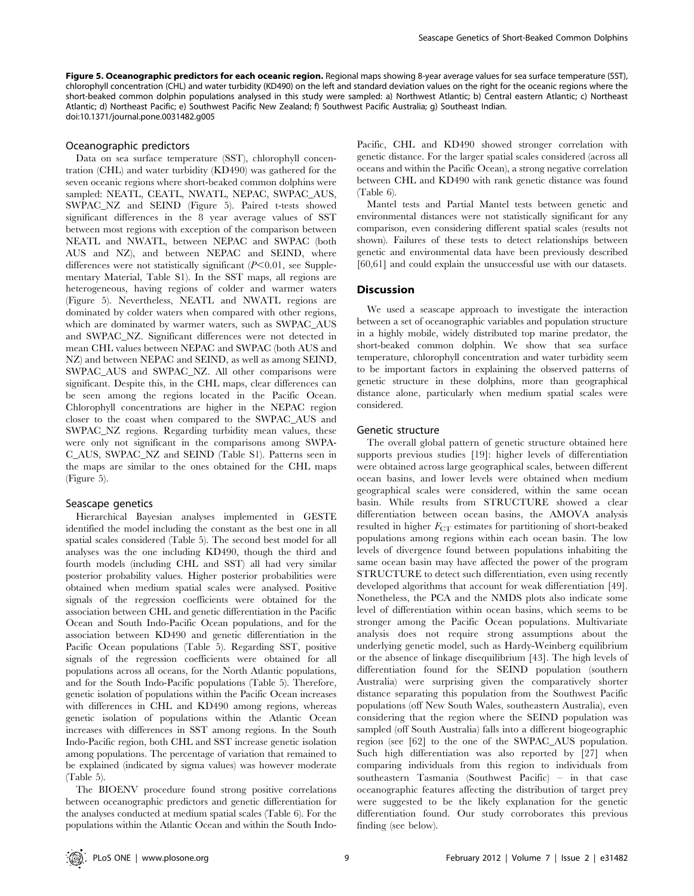**Figure 5. Oceanographic predictors for each oceanic region.** Regional maps showing 8-year average values for sea surface temperature (SST), chlorophyll concentration (CHL) and water turbidity (KD490) on the left and standard deviation values on the right for the oceanic regions where the short-beaked common dolphin populations analysed in this study were sampled: a) Northwest Atlantic; b) Central eastern Atlantic; c) Northeast Atlantic; d) Northeast Pacific; e) Southwest Pacific New Zealand; f) Southwest Pacific Australia; g) Southeast Indian.
doi:10.1371/journal.pone.0031482.g005

### Oceanographic predictors

Data on sea surface temperature (SST), chlorophyll concentration (CHL) and water turbidity (KD490) was gathered for the seven oceanic regions where short-beaked common dolphins were sampled: NEATL, CEATL, NWATL, NEPAC, SWPAC_AUS, SWPAC_NZ and SEIND (Figure 5). Paired t-tests showed significant differences in the 8 year average values of SST between most regions with exception of the comparison between NEATL and NWATL, between NEPAC and SWPAC (both AUS and NZ), and between NEPAC and SEIND, where differences were not statistically significant ($P<0.01$, see Supplementary Material, Table S1). In the SST maps, all regions are heterogeneous, having regions of colder and warmer waters (Figure 5). Nevertheless, NEATL and NWATL regions are dominated by colder waters when compared with other regions, which are dominated by warmer waters, such as SWPAC_AUS and SWPAC_NZ. Significant differences were not detected in mean CHL values between NEPAC and SWPAC (both AUS and NZ) and between NEPAC and SEIND, as well as among SEIND, SWPAC_AUS and SWPAC_NZ. All other comparisons were significant. Despite this, in the CHL maps, clear differences can be seen among the regions located in the Pacific Ocean. Chlorophyll concentrations are higher in the NEPAC region closer to the coast when compared to the SWPAC_AUS and SWPAC_NZ regions. Regarding turbidity mean values, these were only not significant in the comparisons among SWPAC_AUS, SWPAC_NZ and SEIND (Table S1). Patterns seen in the maps are similar to the ones obtained for the CHL maps (Figure 5).

### Seascape genetics

Hierarchical Bayesian analyses implemented in GESTE identified the model including the constant as the best one in all spatial scales considered (Table 5). The second best model for all analyses was the one including KD490, though the third and fourth models (including CHL and SST) all had very similar posterior probability values. Higher posterior probabilities were obtained when medium spatial scales were analysed. Positive signals of the regression coefficients were obtained for the association between CHL and genetic differentiation in the Pacific Ocean and South Indo-Pacific Ocean populations, and for the association between KD490 and genetic differentiation in the Pacific Ocean populations (Table 5). Regarding SST, positive signals of the regression coefficients were obtained for all populations across all oceans, for the North Atlantic populations, and for the South Indo-Pacific populations (Table 5). Therefore, genetic isolation of populations within the Pacific Ocean increases with differences in CHL and KD490 among regions, whereas genetic isolation of populations within the Atlantic Ocean increases with differences in SST among regions. In the South Indo-Pacific region, both CHL and SST increase genetic isolation among populations. The percentage of variation that remained to be explained (indicated by sigma values) was however moderate (Table 5).

The BIOENV procedure found strong positive correlations between oceanographic predictors and genetic differentiation for the analyses conducted at medium spatial scales (Table 6). For the populations within the Atlantic Ocean and within the South Indo-Pacific, CHL and KD490 showed stronger correlation with genetic distance. For the larger spatial scales considered (across all oceans and within the Pacific Ocean), a strong negative correlation between CHL and KD490 with rank genetic distance was found (Table 6).

Mantel tests and Partial Mantel tests between genetic and environmental distances were not statistically significant for any comparison, even considering different spatial scales (results not shown). Failures of these tests to detect relationships between genetic and environmental data have been previously described [60,61] and could explain the unsuccessful use with our datasets.

## Discussion

We used a seascape approach to investigate the interaction between a set of oceanographic variables and population structure in a highly mobile, widely distributed top marine predator, the short-beaked common dolphin. We show that sea surface temperature, chlorophyll concentration and water turbidity seem to be important factors in explaining the observed patterns of genetic structure in these dolphins, more than geographical distance alone, particularly when medium spatial scales were considered.

### Genetic structure

The overall global pattern of genetic structure obtained here supports previous studies [19]: higher levels of differentiation were obtained across large geographical scales, between different ocean basins, and lower levels were obtained when medium geographical scales were considered, within the same ocean basin. While results from STRUCTURE showed a clear differentiation between ocean basins, the AMOVA analysis resulted in higher $F_{CT}$ estimates for partitioning of short-beaked populations among regions within each ocean basin. The low levels of divergence found between populations inhabiting the same ocean basin may have affected the power of the program STRUCTURE to detect such differentiation, even using recently developed algorithms that account for weak differentiation [49]. Nonetheless, the PCA and the NMDS plots also indicate some level of differentiation within ocean basins, which seems to be stronger among the Pacific Ocean populations. Multivariate analysis does not require strong assumptions about the underlying genetic model, such as Hardy-Weinberg equilibrium or the absence of linkage disequilibrium [43]. The high levels of differentiation found for the SEIND population (southern Australia) were surprising given the comparatively shorter distance separating this population from the Southwest Pacific populations (off New South Wales, southeastern Australia), even considering that the region where the SEIND population was sampled (off South Australia) falls into a different biogeographic region (see [62] to the one of the SWPAC_AUS population. Such high differentiation was also reported by [27] when comparing individuals from this region to individuals from southeastern Tasmania (Southwest Pacific) – in that case oceanographic features affecting the distribution of target prey were suggested to be the likely explanation for the genetic differentiation found. Our study corroborates this previous finding (see below).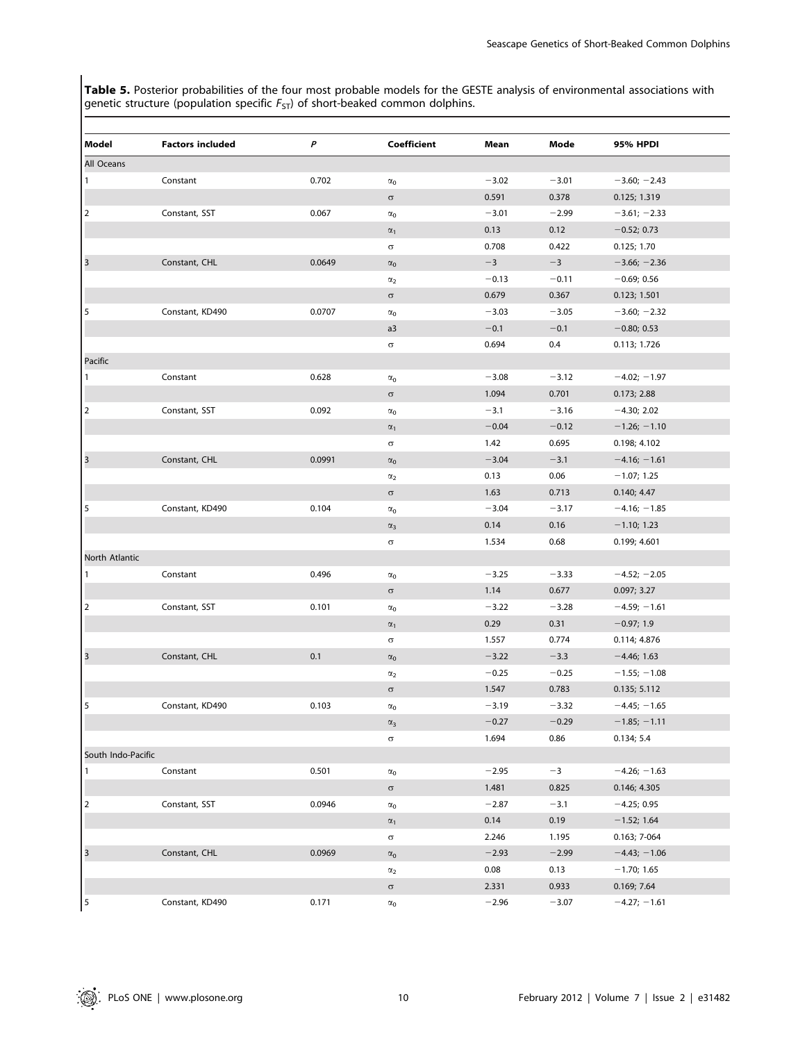**Table 5.** Posterior probabilities of the four most probable models for the GESTE analysis of environmental associations with genetic structure (population specific $F_{ST}$) of short-beaked common dolphins.

| Model | Factors included | *P* | Coefficient | Mean | Mode | 95% HPDI |
|---|---|---|---|---|---|---|
| All Oceans | | | | | | |
| 1 | Constant | 0.702 | $\alpha_0$ | −3.02 | −3.01 | −3.60; −2.43 |
| | | | $\sigma$ | 0.591 | 0.378 | 0.125; 1.319 |
| 2 | Constant, SST | 0.067 | $\alpha_0$ | −3.01 | −2.99 | −3.61; −2.33 |
| | | | $\alpha_1$ | 0.13 | 0.12 | −0.52; 0.73 |
| | | | $\sigma$ | 0.708 | 0.422 | 0.125; 1.70 |
| 3 | Constant, CHL | 0.0649 | $\alpha_0$ | −3 | −3 | −3.66; −2.36 |
| | | | $\alpha_2$ | −0.13 | −0.11 | −0.69; 0.56 |
| | | | $\sigma$ | 0.679 | 0.367 | 0.123; 1.501 |
| 5 | Constant, KD490 | 0.0707 | $\alpha_0$ | −3.03 | −3.05 | −3.60; −2.32 |
| | | | a3 | −0.1 | −0.1 | −0.80; 0.53 |
| | | | $\sigma$ | 0.694 | 0.4 | 0.113; 1.726 |
| Pacific | | | | | | |
| 1 | Constant | 0.628 | $\alpha_0$ | −3.08 | −3.12 | −4.02; −1.97 |
| | | | $\sigma$ | 1.094 | 0.701 | 0.173; 2.88 |
| 2 | Constant, SST | 0.092 | $\alpha_0$ | −3.1 | −3.16 | −4.30; 2.02 |
| | | | $\alpha_1$ | −0.04 | −0.12 | −1.26; −1.10 |
| | | | $\sigma$ | 1.42 | 0.695 | 0.198; 4.102 |
| 3 | Constant, CHL | 0.0991 | $\alpha_0$ | −3.04 | −3.1 | −4.16; −1.61 |
| | | | $\alpha_2$ | 0.13 | 0.06 | −1.07; 1.25 |
| | | | $\sigma$ | 1.63 | 0.713 | 0.140; 4.47 |
| 5 | Constant, KD490 | 0.104 | $\alpha_0$ | −3.04 | −3.17 | −4.16; −1.85 |
| | | | $\alpha_3$ | 0.14 | 0.16 | −1.10; 1.23 |
| | | | $\sigma$ | 1.534 | 0.68 | 0.199; 4.601 |
| North Atlantic | | | | | | |
| 1 | Constant | 0.496 | $\alpha_0$ | −3.25 | −3.33 | −4.52; −2.05 |
| | | | $\sigma$ | 1.14 | 0.677 | 0.097; 3.27 |
| 2 | Constant, SST | 0.101 | $\alpha_0$ | −3.22 | −3.28 | −4.59; −1.61 |
| | | | $\alpha_1$ | 0.29 | 0.31 | −0.97; 1.9 |
| | | | $\sigma$ | 1.557 | 0.774 | 0.114; 4.876 |
| 3 | Constant, CHL | 0.1 | $\alpha_0$ | −3.22 | −3.3 | −4.46; 1.63 |
| | | | $\alpha_2$ | −0.25 | −0.25 | −1.55; −1.08 |
| | | | $\sigma$ | 1.547 | 0.783 | 0.135; 5.112 |
| 5 | Constant, KD490 | 0.103 | $\alpha_0$ | −3.19 | −3.32 | −4.45; −1.65 |
| | | | $\alpha_3$ | −0.27 | −0.29 | −1.85; −1.11 |
| | | | $\sigma$ | 1.694 | 0.86 | 0.134; 5.4 |
| South Indo-Pacific | | | | | | |
| 1 | Constant | 0.501 | $\alpha_0$ | −2.95 | −3 | −4.26; −1.63 |
| | | | $\sigma$ | 1.481 | 0.825 | 0.146; 4.305 |
| 2 | Constant, SST | 0.0946 | $\alpha_0$ | −2.87 | −3.1 | −4.25; 0.95 |
| | | | $\alpha_1$ | 0.14 | 0.19 | −1.52; 1.64 |
| | | | $\sigma$ | 2.246 | 1.195 | 0.163; 7-064 |
| 3 | Constant, CHL | 0.0969 | $\alpha_0$ | −2.93 | −2.99 | −4.43; −1.06 |
| | | | $\alpha_2$ | 0.08 | 0.13 | −1.70; 1.65 |
| | | | $\sigma$ | 2.331 | 0.933 | 0.169; 7.64 |
| 5 | Constant, KD490 | 0.171 | $\alpha_0$ | −2.96 | −3.07 | −4.27; −1.61 |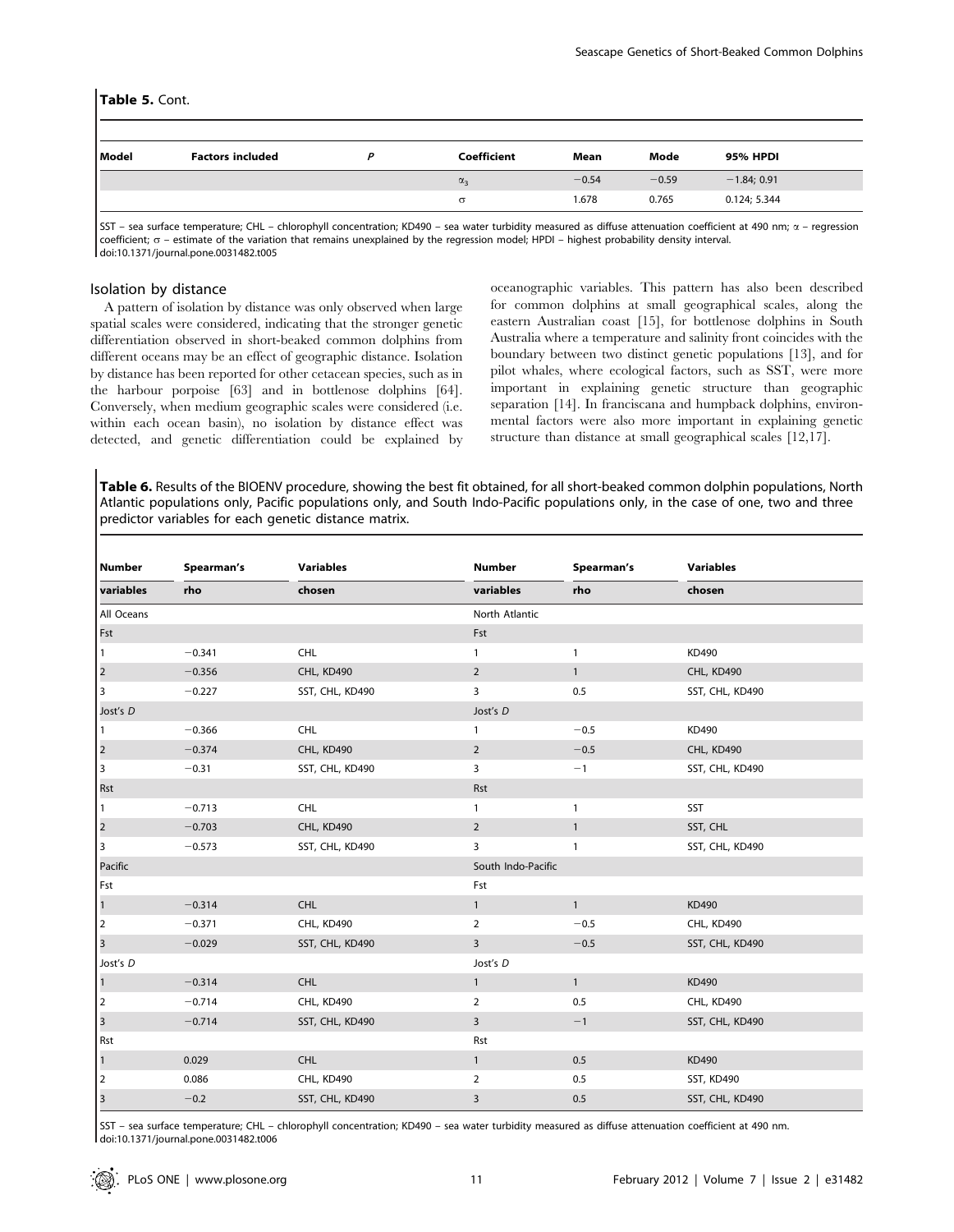**Table 5.** Cont.

| Model | Factors included | *P* | Coefficient | Mean | Mode | 95% HPDI |
|---|---|---|---|---|---|---|
| | | | $\alpha_3$ | −0.54 | −0.59 | −1.84; 0.91 |
| | | | $\sigma$ | 1.678 | 0.765 | 0.124; 5.344 |

SST – sea surface temperature; CHL – chlorophyll concentration; KD490 – sea water turbidity measured as diffuse attenuation coefficient at 490 nm; $\alpha$ – regression coefficient; $\sigma$ – estimate of the variation that remains unexplained by the regression model; HPDI – highest probability density interval.
doi:10.1371/journal.pone.0031482.t005

### Isolation by distance

A pattern of isolation by distance was only observed when large spatial scales were considered, indicating that the stronger genetic differentiation observed in short-beaked common dolphins from different oceans may be an effect of geographic distance. Isolation by distance has been reported for other cetacean species, such as in the harbour porpoise [63] and in bottlenose dolphins [64]. Conversely, when medium geographic scales were considered (i.e. within each ocean basin), no isolation by distance effect was detected, and genetic differentiation could be explained by oceanographic variables. This pattern has also been described for common dolphins at small geographical scales, along the eastern Australian coast [15], for bottlenose dolphins in South Australia where a temperature and salinity front coincides with the boundary between two distinct genetic populations [13], and for pilot whales, where ecological factors, such as SST, were more important in explaining genetic structure than geographic separation [14]. In franciscana and humpback dolphins, environmental factors were also more important in explaining genetic structure than distance at small geographical scales [12,17].

**Table 6.** Results of the BIOENV procedure, showing the best fit obtained, for all short-beaked common dolphin populations, North Atlantic populations only, Pacific populations only, and South Indo-Pacific populations only, in the case of one, two and three predictor variables for each genetic distance matrix.

| Number variables | Spearman's rho | Variables chosen | Number variables | Spearman's rho | Variables chosen |
|---|---|---|---|---|---|
| All Oceans | | | North Atlantic | | |
| Fst | | | Fst | | |
| 1 | −0.341 | CHL | 1 | 1 | KD490 |
| 2 | −0.356 | CHL, KD490 | 2 | 1 | CHL, KD490 |
| 3 | −0.227 | SST, CHL, KD490 | 3 | 0.5 | SST, CHL, KD490 |
| Jost's *D* | | | Jost's *D* | | |
| 1 | −0.366 | CHL | 1 | −0.5 | KD490 |
| 2 | −0.374 | CHL, KD490 | 2 | −0.5 | CHL, KD490 |
| 3 | −0.31 | SST, CHL, KD490 | 3 | −1 | SST, CHL, KD490 |
| Rst | | | Rst | | |
| 1 | −0.713 | CHL | 1 | 1 | SST |
| 2 | −0.703 | CHL, KD490 | 2 | 1 | SST, CHL |
| 3 | −0.573 | SST, CHL, KD490 | 3 | 1 | SST, CHL, KD490 |
| Pacific | | | South Indo-Pacific | | |
| Fst | | | Fst | | |
| 1 | −0.314 | CHL | 1 | 1 | KD490 |
| 2 | −0.371 | CHL, KD490 | 2 | −0.5 | CHL, KD490 |
| 3 | −0.029 | SST, CHL, KD490 | 3 | −0.5 | SST, CHL, KD490 |
| Jost's *D* | | | Jost's *D* | | |
| 1 | −0.314 | CHL | 1 | 1 | KD490 |
| 2 | −0.714 | CHL, KD490 | 2 | 0.5 | CHL, KD490 |
| 3 | −0.714 | SST, CHL, KD490 | 3 | −1 | SST, CHL, KD490 |
| Rst | | | Rst | | |
| 1 | 0.029 | CHL | 1 | 0.5 | KD490 |
| 2 | 0.086 | CHL, KD490 | 2 | 0.5 | SST, KD490 |
| 3 | −0.2 | SST, CHL, KD490 | 3 | 0.5 | SST, CHL, KD490 |

SST – sea surface temperature; CHL – chlorophyll concentration; KD490 – sea water turbidity measured as diffuse attenuation coefficient at 490 nm.
doi:10.1371/journal.pone.0031482.t006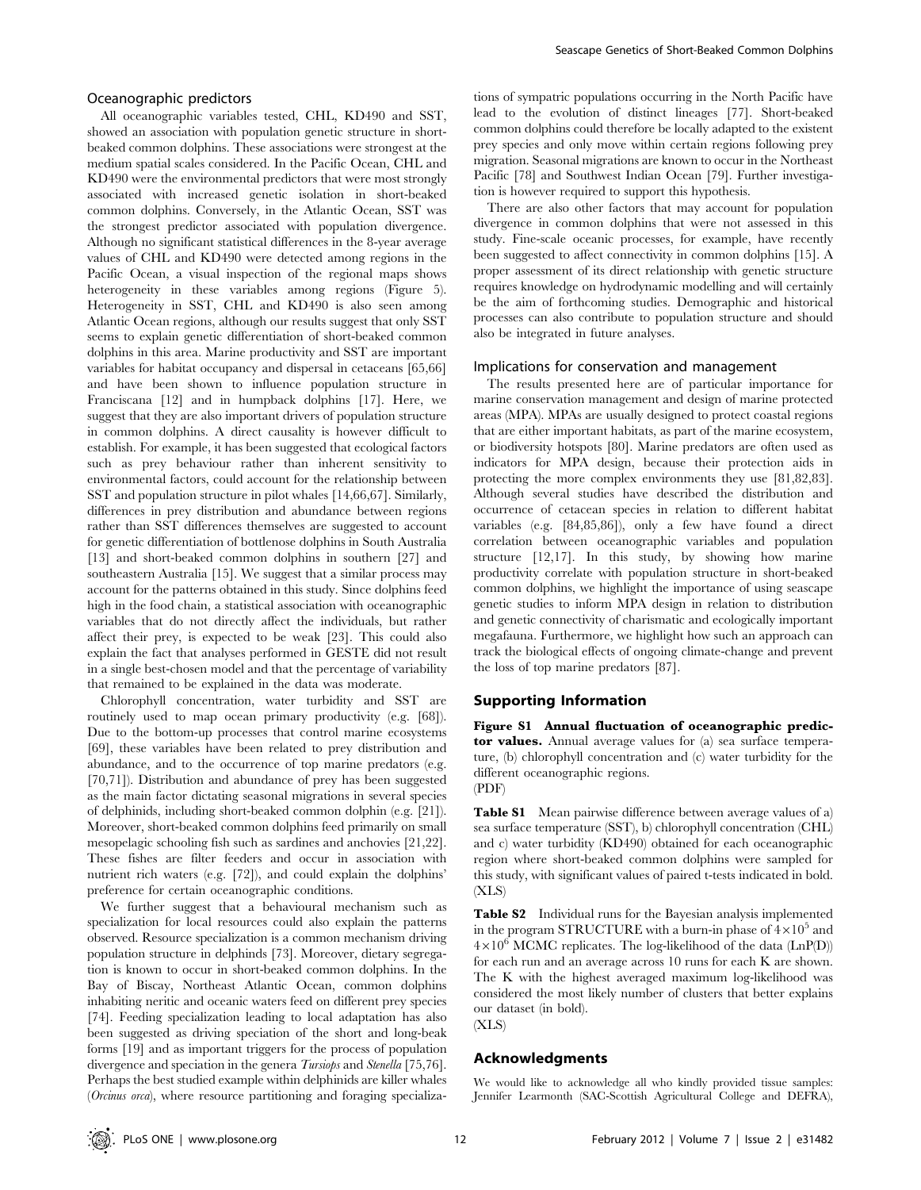### Oceanographic predictors

All oceanographic variables tested, CHL, KD490 and SST, showed an association with population genetic structure in short-beaked common dolphins. These associations were strongest at the medium spatial scales considered. In the Pacific Ocean, CHL and KD490 were the environmental predictors that were most strongly associated with increased genetic isolation in short-beaked common dolphins. Conversely, in the Atlantic Ocean, SST was the strongest predictor associated with population divergence. Although no significant statistical differences in the 8-year average values of CHL and KD490 were detected among regions in the Pacific Ocean, a visual inspection of the regional maps shows heterogeneity in these variables among regions (Figure 5). Heterogeneity in SST, CHL and KD490 is also seen among Atlantic Ocean regions, although our results suggest that only SST seems to explain genetic differentiation of short-beaked common dolphins in this area. Marine productivity and SST are important variables for habitat occupancy and dispersal in cetaceans [65,66] and have been shown to influence population structure in Franciscana [12] and in humpback dolphins [17]. Here, we suggest that they are also important drivers of population structure in common dolphins. A direct causality is however difficult to establish. For example, it has been suggested that ecological factors such as prey behaviour rather than inherent sensitivity to environmental factors, could account for the relationship between SST and population structure in pilot whales [14,66,67]. Similarly, differences in prey distribution and abundance between regions rather than SST differences themselves are suggested to account for genetic differentiation of bottlenose dolphins in South Australia [13] and short-beaked common dolphins in southern [27] and southeastern Australia [15]. We suggest that a similar process may account for the patterns obtained in this study. Since dolphins feed high in the food chain, a statistical association with oceanographic variables that do not directly affect the individuals, but rather affect their prey, is expected to be weak [23]. This could also explain the fact that analyses performed in GESTE did not result in a single best-chosen model and that the percentage of variability that remained to be explained in the data was moderate.

Chlorophyll concentration, water turbidity and SST are routinely used to map ocean primary productivity (e.g. [68]). Due to the bottom-up processes that control marine ecosystems [69], these variables have been related to prey distribution and abundance, and to the occurrence of top marine predators (e.g. [70,71]). Distribution and abundance of prey has been suggested as the main factor dictating seasonal migrations in several species of delphinids, including short-beaked common dolphin (e.g. [21]). Moreover, short-beaked common dolphins feed primarily on small mesopelagic schooling fish such as sardines and anchovies [21,22]. These fishes are filter feeders and occur in association with nutrient rich waters (e.g. [72]), and could explain the dolphins' preference for certain oceanographic conditions.

We further suggest that a behavioural mechanism such as specialization for local resources could also explain the patterns observed. Resource specialization is a common mechanism driving population structure in delphinds [73]. Moreover, dietary segregation is known to occur in short-beaked common dolphins. In the Bay of Biscay, Northeast Atlantic Ocean, common dolphins inhabiting neritic and oceanic waters feed on different prey species [74]. Feeding specialization leading to local adaptation has also been suggested as driving speciation of the short and long-beak forms [19] and as important triggers for the process of population divergence and speciation in the genera *Tursiops* and *Stenella* [75,76]. Perhaps the best studied example within delphinids are killer whales (*Orcinus orca*), where resource partitioning and foraging specializations of sympatric populations occurring in the North Pacific have lead to the evolution of distinct lineages [77]. Short-beaked common dolphins could therefore be locally adapted to the existent prey species and only move within certain regions following prey migration. Seasonal migrations are known to occur in the Northeast Pacific [78] and Southwest Indian Ocean [79]. Further investigation is however required to support this hypothesis.

There are also other factors that may account for population divergence in common dolphins that were not assessed in this study. Fine-scale oceanic processes, for example, have recently been suggested to affect connectivity in common dolphins [15]. A proper assessment of its direct relationship with genetic structure requires knowledge on hydrodynamic modelling and will certainly be the aim of forthcoming studies. Demographic and historical processes can also contribute to population structure and should also be integrated in future analyses.

### Implications for conservation and management

The results presented here are of particular importance for marine conservation management and design of marine protected areas (MPA). MPAs are usually designed to protect coastal regions that are either important habitats, as part of the marine ecosystem, or biodiversity hotspots [80]. Marine predators are often used as indicators for MPA design, because their protection aids in protecting the more complex environments they use [81,82,83]. Although several studies have described the distribution and occurrence of cetacean species in relation to different habitat variables (e.g. [84,85,86]), only a few have found a direct correlation between oceanographic variables and population structure [12,17]. In this study, by showing how marine productivity correlate with population structure in short-beaked common dolphins, we highlight the importance of using seascape genetic studies to inform MPA design in relation to distribution and genetic connectivity of charismatic and ecologically important megafauna. Furthermore, we highlight how such an approach can track the biological effects of ongoing climate-change and prevent the loss of top marine predators [87].

## Supporting Information

**Figure S1 Annual fluctuation of oceanographic predictor values.** Annual average values for (a) sea surface temperature, (b) chlorophyll concentration and (c) water turbidity for the different oceanographic regions.
(PDF)

**Table S1** Mean pairwise difference between average values of a) sea surface temperature (SST), b) chlorophyll concentration (CHL) and c) water turbidity (KD490) obtained for each oceanographic region where short-beaked common dolphins were sampled for this study, with significant values of paired t-tests indicated in bold.
(XLS)

**Table S2** Individual runs for the Bayesian analysis implemented in the program STRUCTURE with a burn-in phase of $4\times10^5$ and $4\times10^6$ MCMC replicates. The log-likelihood of the data (LnP(D)) for each run and an average across 10 runs for each K are shown. The K with the highest averaged maximum log-likelihood was considered the most likely number of clusters that better explains our dataset (in bold).
(XLS)

## Acknowledgments

We would like to acknowledge all who kindly provided tissue samples: Jennifer Learmonth (SAC-Scottish Agricultural College and DEFRA),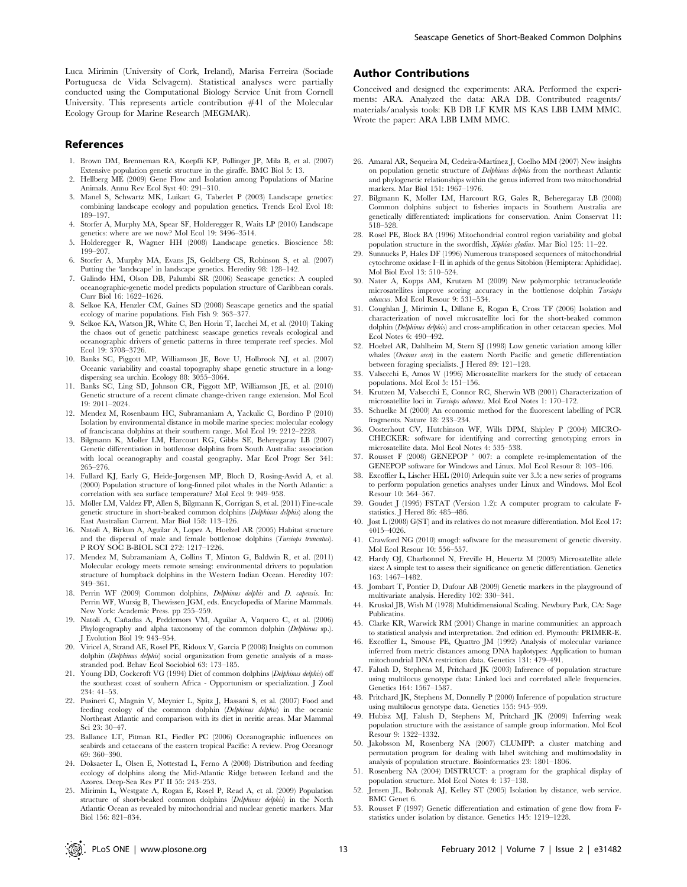Luca Mirimin (University of Cork, Ireland), Marisa Ferreira (Sociade Portuguesa de Vida Selvagem). Statistical analyses were partially conducted using the Computational Biology Service Unit from Cornell University. This represents article contribution #41 of the Molecular Ecology Group for Marine Research (MEGMAR).

## Author Contributions

Conceived and designed the experiments: ARA. Performed the experiments: ARA. Analyzed the data: ARA DB. Contributed reagents/materials/analysis tools: KB DB LF KMR MS KAS LBB LMM MMC. Wrote the paper: ARA LBB LMM MMC.

## References

1. Brown DM, Brenneman RA, Koepfli KP, Pollinger JP, Mila B, et al. (2007) Extensive population genetic structure in the giraffe. BMC Biol 5: 13.
2. Hellberg ME (2009) Gene Flow and Isolation among Populations of Marine Animals. Annu Rev Ecol Syst 40: 291–310.
3. Manel S, Schwartz MK, Luikart G, Taberlet P (2003) Landscape genetics: combining landscape ecology and population genetics. Trends Ecol Evol 18: 189–197.
4. Storfer A, Murphy MA, Spear SF, Holderegger R, Waits LP (2010) Landscape genetics: where are we now? Mol Ecol 19: 3496–3514.
5. Holderegger R, Wagner HH (2008) Landscape genetics. Bioscience 58: 199–207.
6. Storfer A, Murphy MA, Evans JS, Goldberg CS, Robinson S, et al. (2007) Putting the 'landscape' in landscape genetics. Heredity 98: 128–142.
7. Galindo HM, Olson DB, Palumbi SR (2006) Seascape genetics: A coupled oceanographic-genetic model predicts population structure of Caribbean corals. Curr Biol 16: 1622–1626.
8. Selkoe KA, Henzler CM, Gaines SD (2008) Seascape genetics and the spatial ecology of marine populations. Fish Fish 9: 363–377.
9. Selkoe KA, Watson JR, White C, Ben Horin T, Iacchei M, et al. (2010) Taking the chaos out of genetic patchiness: seascape genetics reveals ecological and oceanographic drivers of genetic patterns in three temperate reef species. Mol Ecol 19: 3708–3726.
10. Banks SC, Piggott MP, Williamson JE, Bove U, Holbrook NJ, et al. (2007) Oceanic variability and coastal topography shape genetic structure in a long-dispersing sea urchin. Ecology 88: 3055–3064.
11. Banks SC, Ling SD, Johnson CR, Piggott MP, Williamson JE, et al. (2010) Genetic structure of a recent climate change-driven range extension. Mol Ecol 19: 2011–2024.
12. Mendez M, Rosenbaum HC, Subramaniam A, Yackulic C, Bordino P (2010) Isolation by environmental distance in mobile marine species: molecular ecology of franciscana dolphins at their southern range. Mol Ecol 19: 2212–2228.
13. Bilgmann K, Moller LM, Harcourt RG, Gibbs SE, Beheregaray LB (2007) Genetic differentiation in bottlenose dolphins from South Australia: association with local oceanography and coastal geography. Mar Ecol Progr Ser 341: 265–276.
14. Fullard KJ, Early G, Heide-Jorgensen MP, Bloch D, Rosing-Asvid A, et al. (2000) Population structure of long-finned pilot whales in the North Atlantic: a correlation with sea surface temperature? Mol Ecol 9: 949–958.
15. Möller LM, Valdez FP, Allen S, Bilgmann K, Corrigan S, et al. (2011) Fine-scale genetic structure in short-beaked common dolphins (*Delphinus delphis*) along the East Australian Current. Mar Biol 158: 113–126.
16. Natoli A, Birkun A, Aguilar A, Lopez A, Hoelzel AR (2005) Habitat structure and the dispersal of male and female bottlenose dolphins (*Tursiops truncatus*). P ROY SOC B-BIOL SCI 272: 1217–1226.
17. Mendez M, Subramaniam A, Collins T, Minton G, Baldwin R, et al. (2011) Molecular ecology meets remote sensing: environmental drivers to population structure of humpback dolphins in the Western Indian Ocean. Heredity 107: 349–361.
18. Perrin WF (2009) Common dolphins, *Delphinus delphis* and *D. capensis*. In: Perrin WF, Wursig B, Thewissen JGM, eds. Encyclopedia of Marine Mammals. New York: Academic Press. pp 255–259.
19. Natoli A, Cañadas A, Peddemors VM, Aguilar A, Vaquero C, et al. (2006) Phylogeography and alpha taxonomy of the common dolphin (*Delphinus* sp.). J Evolution Biol 19: 943–954.
20. Viricel A, Strand AE, Rosel PE, Ridoux V, Garcia P (2008) Insights on common dolphin (*Delphinus delphis*) social organization from genetic analysis of a mass-stranded pod. Behav Ecol Sociobiol 63: 173–185.
21. Young DD, Cockcroft VG (1994) Diet of common dolphins (*Delphinus delphis*) off the southeast coast of souhern Africa - Opportunism or specialization. J Zool 234: 41–53.
22. Pusineri C, Magnin V, Meynier L, Spitz J, Hassani S, et al. (2007) Food and feeding ecology of the common dolphin (*Delphinus delphis*) in the oceanic Northeast Atlantic and comparison with its diet in neritic areas. Mar Mammal Sci 23: 30–47.
23. Ballance LT, Pitman RL, Fiedler PC (2006) Oceanographic influences on seabirds and cetaceans of the eastern tropical Pacific: A review. Prog Oceanogr 69: 360–390.
24. Doksaeter L, Olsen E, Nottestad L, Ferno A (2008) Distribution and feeding ecology of dolphins along the Mid-Atlantic Ridge between Iceland and the Azores. Deep-Sea Res PT II 55: 243–253.
25. Mirimin L, Westgate A, Rogan E, Rosel P, Read A, et al. (2009) Population structure of short-beaked common dolphins (*Delphinus delphis*) in the North Atlantic Ocean as revealed by mitochondrial and nuclear genetic markers. Mar Biol 156: 821–834.
26. Amaral AR, Sequeira M, Cedeira-Martínez J, Coelho MM (2007) New insights on population genetic structure of *Delphinus delphis* from the northeast Atlantic and phylogenetic relationships within the genus inferred from two mitochondrial markers. Mar Biol 151: 1967–1976.
27. Bilgmann K, Moller LM, Harcourt RG, Gales R, Beheregaray LB (2008) Common dolphins subject to fisheries impacts in Southern Australia are genetically differentiated: implications for conservation. Anim Conservat 11: 518–528.
28. Rosel PE, Block BA (1996) Mitochondrial control region variability and global population structure in the swordfish, *Xiphias gladius*. Mar Biol 125: 11–22.
29. Sunnucks P, Hales DF (1996) Numerous transposed sequences of mitochondrial cytochrome oxidase I–II in aphids of the genus Sitobion (Hemiptera: Aphididae). Mol Biol Evol 13: 510–524.
30. Nater A, Kopps AM, Krutzen M (2009) New polymorphic tetranucleotide microsatellites improve scoring accuracy in the bottlenose dolphin *Tursiops aduncus*. Mol Ecol Resour 9: 531–534.
31. Coughlan J, Mirimin L, Dillane E, Rogan E, Cross TF (2006) Isolation and characterization of novel microsatellite loci for the short-beaked common dolphin (*Delphinus delphis*) and cross-amplification in other cetacean species. Mol Ecol Notes 6: 490–492.
32. Hoelzel AR, Dahlheim M, Stern SJ (1998) Low genetic variation among killer whales (*Orcinus orca*) in the eastern North Pacific and genetic differentiation between foraging specialists. J Hered 89: 121–128.
33. Valsecchi E, Amos W (1996) Microsatellite markers for the study of cetacean populations. Mol Ecol 5: 151–156.
34. Krutzen M, Valsecchi E, Connor RC, Sherwin WB (2001) Characterization of microsatellite loci in *Tursiops aduncus*. Mol Ecol Notes 1: 170–172.
35. Schuelke M (2000) An economic method for the fluorescent labelling of PCR fragments. Nature 18: 233–234.
36. Oosterhout CV, Hutchinson WF, Wills DPM, Shipley P (2004) MICRO-CHECKER: software for identifying and correcting genotyping errors in microsatellite data. Mol Ecol Notes 4: 535–538.
37. Rousset F (2008) GENEPOP ' 007: a complete re-implementation of the GENEPOP software for Windows and Linux. Mol Ecol Resour 8: 103–106.
38. Excoffier L, Lischer HEL (2010) Arlequin suite ver 3.5: a new series of programs to perform population genetics analyses under Linux and Windows. Mol Ecol Resour 10: 564–567.
39. Goudet J (1995) FSTAT (Version 1.2): A computer program to calculate F-statistics. J Hered 86: 485–486.
40. Jost L (2008) G(ST) and its relatives do not measure differentiation. Mol Ecol 17: 4015–4026.
41. Crawford NG (2010) smogd: software for the measurement of genetic diversity. Mol Ecol Resour 10: 556–557.
42. Hardy OJ, Charbonnel N, Freville H, Heuertz M (2003) Microsatellite allele sizes: A simple test to assess their significance on genetic differentiation. Genetics 163: 1467–1482.
43. Jombart T, Pontier D, Dufour AB (2009) Genetic markers in the playground of multivariate analysis. Heredity 102: 330–341.
44. Kruskal JB, Wish M (1978) Multidimensional Scaling. Newbury Park, CA: Sage Publicatins.
45. Clarke KR, Warwick RM (2001) Change in marine communities: an approach to statistical analysis and interpretation. 2nd edition ed. Plymouth: PRIMER-E.
46. Excoffier L, Smouse PE, Quattro JM (1992) Analysis of molecular variance inferred from metric distances among DNA haplotypes: Application to human mitochondrial DNA restriction data. Genetics 131: 479–491.
47. Falush D, Stephens M, Pritchard JK (2003) Inference of population structure using multilocus genotype data: Linked loci and correlated allele frequencies. Genetics 164: 1567–1587.
48. Pritchard JK, Stephens M, Donnelly P (2000) Inference of population structure using multilocus genotype data. Genetics 155: 945–959.
49. Hubisz MJ, Falush D, Stephens M, Pritchard JK (2009) Inferring weak population structure with the assistance of sample group information. Mol Ecol Resour 9: 1322–1332.
50. Jakobsson M, Rosenberg NA (2007) CLUMPP: a cluster matching and permutation program for dealing with label switching and multimodality in analysis of population structure. Bioinformatics 23: 1801–1806.
51. Rosenberg NA (2004) DISTRUCT: a program for the graphical display of population structure. Mol Ecol Notes 4: 137–138.
52. Jensen JL, Bohonak AJ, Kelley ST (2005) Isolation by distance, web service. BMC Genet 6.
53. Rousset F (1997) Genetic differentiation and estimation of gene flow from F-statistics under isolation by distance. Genetics 145: 1219–1228.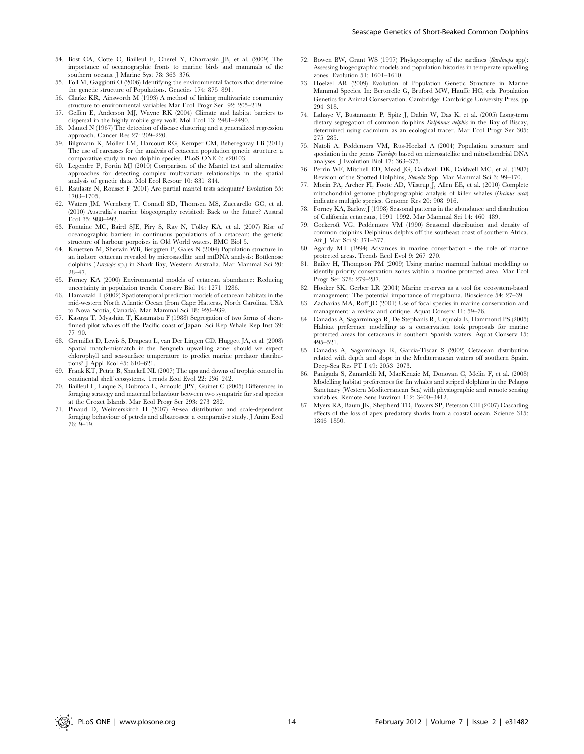54. Bost CA, Cotte C, Bailleul F, Cherel Y, Charrassin JB, et al. (2009) The importance of oceanographic fronts to marine birds and mammals of the southern oceans. J Marine Syst 78: 363–376.
55. Foll M, Gaggiotti O (2006) Identifying the environmental factors that determine the genetic structure of Populations. Genetics 174: 875–891.
56. Clarke KR, Ainsworth M (1993) A method of linking multivariate community structure to environmental variables Mar Ecol Progr Ser 92: 205–219.
57. Geffen E, Anderson MJ, Wayne RK (2004) Climate and habitat barriers to dispersal in the highly mobile grey wolf. Mol Ecol 13: 2481–2490.
58. Mantel N (1967) The detection of disease clustering and a generalized regression approach. Cancer Res 27: 209–220.
59. Bilgmann K, Möller LM, Harcourt RG, Kemper CM, Beheregaray LB (2011) The use of carcasses for the analysis of cetacean population genetic structure: a comparative study in two dolphin species. PLoS ONE 6: e20103.
60. Legendre P, Fortin MJ (2010) Comparison of the Mantel test and alternative approaches for detecting complex multivariate relationships in the spatial analysis of genetic data. Mol Ecol Resour 10: 831–844.
61. Raufaste N, Rousset F (2001) Are partial mantel tests adequate? Evolution 55: 1703–1705.
62. Waters JM, Wernberg T, Connell SD, Thomsen MS, Zuccarello GC, et al. (2010) Australia's marine biogeography revisited: Back to the future? Austral Ecol 35: 988–992.
63. Fontaine MC, Baird SJE, Piry S, Ray N, Tolley KA, et al. (2007) Rise of oceanographic barriers in continuous populations of a cetacean: the genetic structure of harbour porpoises in Old World waters. BMC Biol 5.
64. Kruetzen M, Sherwin WB, Berggren P, Gales N (2004) Population structure in an inshore cetacean revealed by microsatellite and mtDNA analysis: Bottlenose dolphins (*Tursiops* sp.) in Shark Bay, Western Australia. Mar Mammal Sci 20: 28–47.
65. Forney KA (2000) Environmental models of cetacean abundance: Reducing uncertainty in population trends. Conserv Biol 14: 1271–1286.
66. Hamazaki T (2002) Spatiotemporal prediction models of cetacean habitats in the mid-western North Atlantic Ocean (from Cape Hatteras, North Carolina, USA to Nova Scotia, Canada). Mar Mammal Sci 18: 920–939.
67. Kasuya T, Myashita T, Kasamatsu F (1988) Segregation of two forms of short-finned pilot whales off the Pacific coast of Japan. Sci Rep Whale Rep Inst 39: 77–90.
68. Gremillet D, Lewis S, Drapeau L, van Der Lingen CD, Huggett JA, et al. (2008) Spatial match-mismatch in the Benguela upwelling zone: should we expect chlorophyll and sea-surface temperature to predict marine predator distributions? J Appl Ecol 45: 610–621.
69. Frank KT, Petrie B, Shackell NL (2007) The ups and downs of trophic control in continental shelf ecosystems. Trends Ecol Evol 22: 236–242.
70. Bailleul F, Luque S, Dubroca L, Arnould JPY, Guinet C (2005) Differences in foraging strategy and maternal behaviour between two sympatric fur seal species at the Crozet Islands. Mar Ecol Progr Ser 293: 273–282.
71. Pinaud D, Weimerskirch H (2007) At-sea distribution and scale-dependent foraging behaviour of petrels and albatrosses: a comparative study. J Anim Ecol 76: 9–19.
72. Bowen BW, Grant WS (1997) Phylogeography of the sardines (*Sardinops* spp): Assessing biogeographic models and population histories in temperate upwelling zones. Evolution 51: 1601–1610.
73. Hoelzel AR (2009) Evolution of Population Genetic Structure in Marine Mammal Species. In: Bertorelle G, Bruford MW, Hauffe HC, eds. Population Genetics for Animal Conservation. Cambridge: Cambridge University Press. pp 294–318.
74. Lahaye V, Bustamante P, Spitz J, Dabin W, Das K, et al. (2005) Long-term dietary segregation of common dolphins *Delphinus delphis* in the Bay of Biscay, determined using cadmium as an ecological tracer. Mar Ecol Progr Ser 305: 275–285.
75. Natoli A, Peddemors VM, Rus-Hoelzel A (2004) Population structure and speciation in the genus *Tursiops* based on microsatellite and mitochondrial DNA analyses. J Evolution Biol 17: 363–375.
76. Perrin WF, Mitchell ED, Mead JG, Caldwell DK, Caldwell MC, et al. (1987) Revision of the Spotted Dolphins, *Stenella* Spp. Mar Mammal Sci 3: 99–170.
77. Morin PA, Archer FI, Foote AD, Vilstrup J, Allen EE, et al. (2010) Complete mitochondrial genome phylogeographic analysis of killer whales (*Orcinus orca*) indicates multiple species. Genome Res 20: 908–916.
78. Forney KA, Barlow J (1998) Seasonal patterns in the abundance and distribution of California cetaceans, 1991–1992. Mar Mammal Sci 14: 460–489.
79. Cockcroft VG, Peddemors VM (1990) Seasonal distribution and density of common dolphins Delphinus delphis off the southeast coast of southern Africa. Afr J Mar Sci 9: 371–377.
80. Agardy MT (1994) Advances in marine conserbation - the role of marine protected areas. Trends Ecol Evol 9: 267–270.
81. Bailey H, Thompson PM (2009) Using marine mammal habitat modelling to identify priority conservation zones within a marine protected area. Mar Ecol Progr Ser 378: 279–287.
82. Hooker SK, Gerber LR (2004) Marine reserves as a tool for ecosystem-based management: The potential importance of megafauna. Bioscience 54: 27–39.
83. Zacharias MA, Roff JC (2001) Use of focal species in marine conservation and management: a review and critique. Aquat Conserv 11: 59–76.
84. Canadas A, Sagarminaga R, De Stephanis R, Urquiola E, Hammond PS (2005) Habitat preference modelling as a conservation took proposals for marine protected areas for cetaceans in southern Spanish waters. Aquat Conserv 15: 495–521.
85. Canadas A, Sagarminaga R, Garcia-Tiscar S (2002) Cetacean distribution related with depth and slope in the Mediterranean waters off southern Spain. Deep-Sea Res PT I 49: 2053–2073.
86. Panigada S, Zanardelli M, MacKenzie M, Donovan C, Melin F, et al. (2008) Modelling habitat preferences for fin whales and striped dolphins in the Pelagos Sanctuary (Western Mediterranean Sea) with physiographic and remote sensing variables. Remote Sens Environ 112: 3400–3412.
87. Myers RA, Baum JK, Shepherd TD, Powers SP, Peterson CH (2007) Cascading effects of the loss of apex predatory sharks from a coastal ocean. Science 315: 1846–1850.